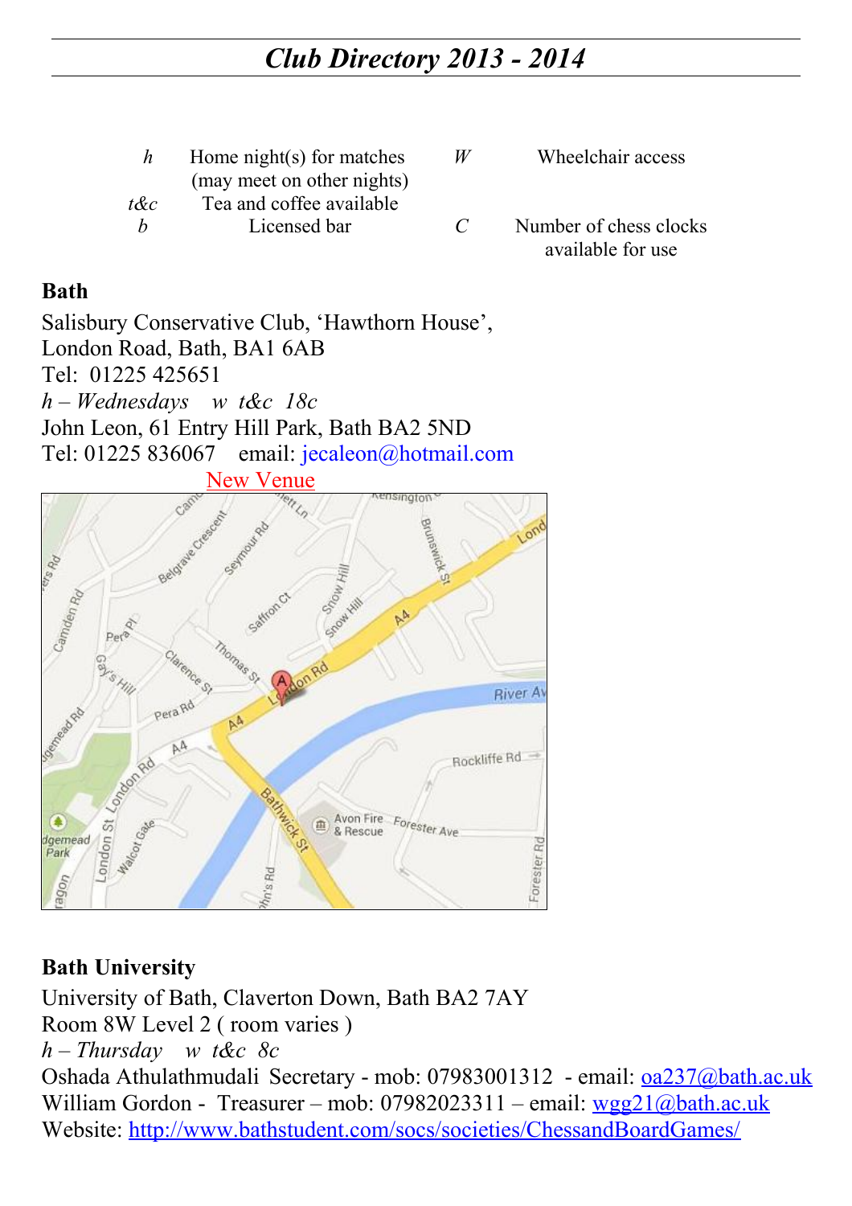# *Club Directory 2013 - 2014*

| | | | |
|---|---|---|---|
| *h* | Home night(s) for matches (may meet on other nights) | *W* | Wheelchair access |
| *t&c* | Tea and coffee available | | |
| *b* | Licensed bar | *C* | Number of chess clocks available for use |

**Bath**

Salisbury Conservative Club, 'Hawthorn House',
London Road, Bath, BA1 6AB
Tel: 01225 425651
*h – Wednesdays w t&c 18c*
John Leon, 61 Entry Hill Park, Bath BA2 5ND
Tel: 01225 836067 email: jecaleon@hotmail.com

New Venue

**Bath University**

University of Bath, Claverton Down, Bath BA2 7AY
Room 8W Level 2 ( room varies )
*h – Thursday w t&c 8c*
Oshada Athulathmudali Secretary - mob: 07983001312 - email: oa237@bath.ac.uk
William Gordon - Treasurer – mob: 07982023311 – email: wgg21@bath.ac.uk
Website: http://www.bathstudent.com/socs/societies/ChessandBoardGames/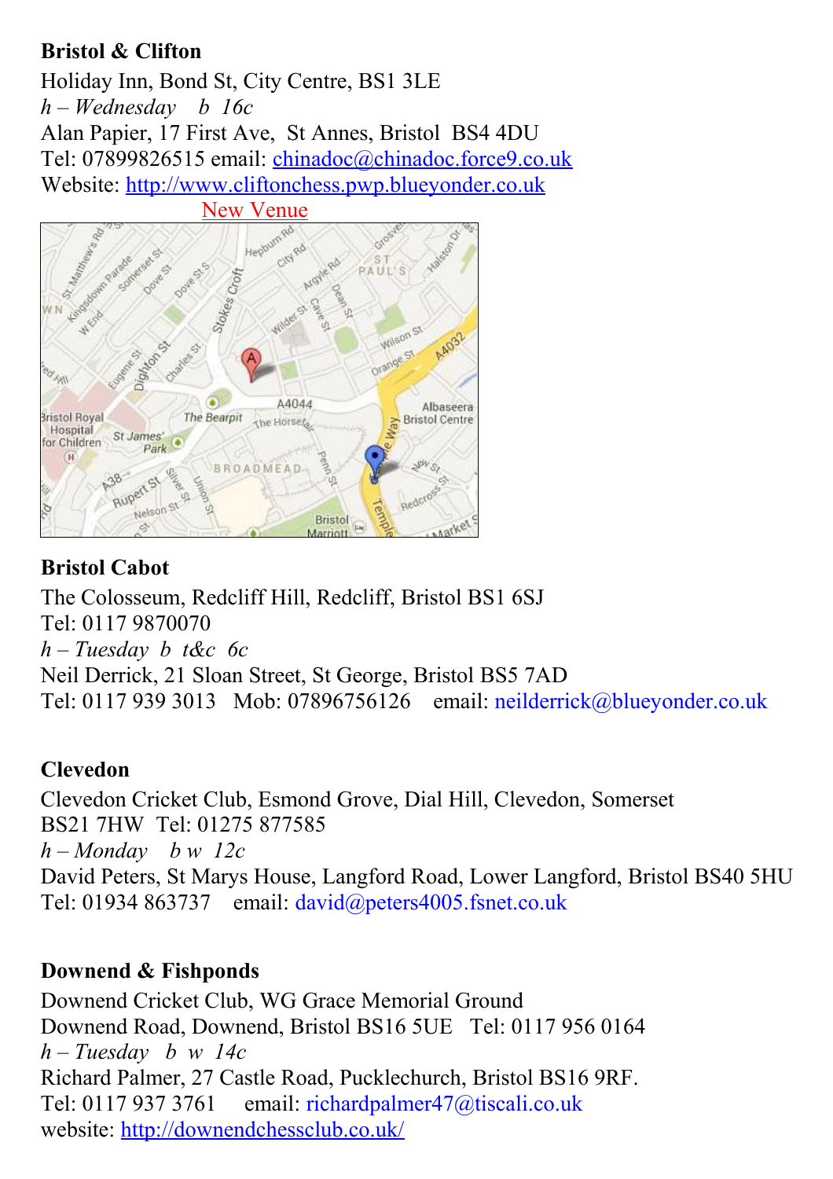**Bristol & Clifton**

Holiday Inn, Bond St, City Centre, BS1 3LE
*h – Wednesday b 16c*
Alan Papier, 17 First Ave, St Annes, Bristol BS4 4DU
Tel: 07899826515 email: chinadoc@chinadoc.force9.co.uk
Website: http://www.cliftonchess.pwp.blueyonder.co.uk

New Venue

**Bristol Cabot**

The Colosseum, Redcliff Hill, Redcliff, Bristol BS1 6SJ
Tel: 0117 9870070
*h – Tuesday b t&c 6c*
Neil Derrick, 21 Sloan Street, St George, Bristol BS5 7AD
Tel: 0117 939 3013 Mob: 07896756126 email: neilderrick@blueyonder.co.uk

**Clevedon**

Clevedon Cricket Club, Esmond Grove, Dial Hill, Clevedon, Somerset
BS21 7HW Tel: 01275 877585
*h – Monday b w 12c*
David Peters, St Marys House, Langford Road, Lower Langford, Bristol BS40 5HU
Tel: 01934 863737 email: david@peters4005.fsnet.co.uk

**Downend & Fishponds**

Downend Cricket Club, WG Grace Memorial Ground
Downend Road, Downend, Bristol BS16 5UE Tel: 0117 956 0164
*h – Tuesday b w 14c*
Richard Palmer, 27 Castle Road, Pucklechurch, Bristol BS16 9RF.
Tel: 0117 937 3761 email: richardpalmer47@tiscali.co.uk
website: http://downendchessclub.co.uk/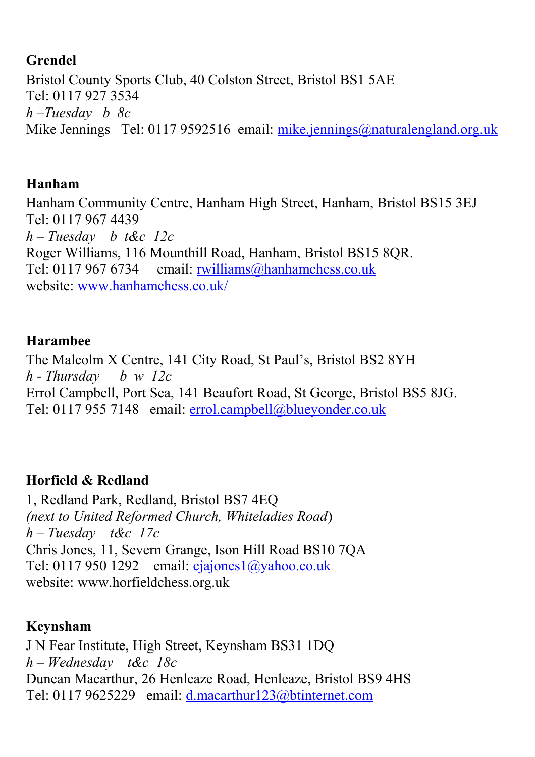**Grendel**

Bristol County Sports Club, 40 Colston Street, Bristol BS1 5AE
Tel: 0117 927 3534
*h –Tuesday b 8c*
Mike Jennings Tel: 0117 9592516 email: mike.jennings@naturalengland.org.uk

**Hanham**

Hanham Community Centre, Hanham High Street, Hanham, Bristol BS15 3EJ
Tel: 0117 967 4439
*h – Tuesday b t&c 12c*
Roger Williams, 116 Mounthill Road, Hanham, Bristol BS15 8QR.
Tel: 0117 967 6734 email: rwilliams@hanhamchess.co.uk
website: www.hanhamchess.co.uk/

**Harambee**

The Malcolm X Centre, 141 City Road, St Paul's, Bristol BS2 8YH
*h - Thursday b w 12c*
Errol Campbell, Port Sea, 141 Beaufort Road, St George, Bristol BS5 8JG.
Tel: 0117 955 7148 email: errol.campbell@blueyonder.co.uk

**Horfield & Redland**

1, Redland Park, Redland, Bristol BS7 4EQ
*(next to United Reformed Church, Whiteladies Road)*
*h – Tuesday t&c 17c*
Chris Jones, 11, Severn Grange, Ison Hill Road BS10 7QA
Tel: 0117 950 1292 email: cjajones1@yahoo.co.uk
website: www.horfieldchess.org.uk

**Keynsham**

J N Fear Institute, High Street, Keynsham BS31 1DQ
*h – Wednesday t&c 18c*
Duncan Macarthur, 26 Henleaze Road, Henleaze, Bristol BS9 4HS
Tel: 0117 9625229 email: d.macarthur123@btinternet.com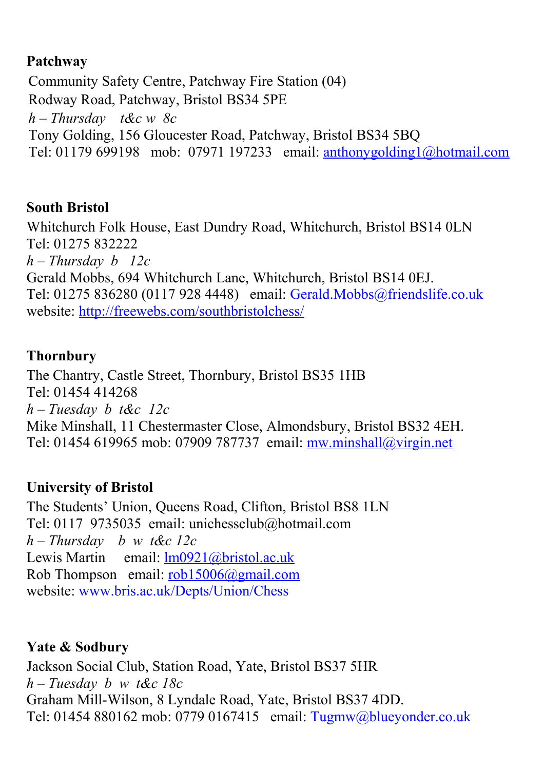**Patchway**

Community Safety Centre, Patchway Fire Station (04)
Rodway Road, Patchway, Bristol BS34 5PE
*h – Thursday t&c w 8c*
Tony Golding, 156 Gloucester Road, Patchway, Bristol BS34 5BQ
Tel: 01179 699198 mob: 07971 197233 email: anthonygolding1@hotmail.com

**South Bristol**

Whitchurch Folk House, East Dundry Road, Whitchurch, Bristol BS14 0LN
Tel: 01275 832222
*h – Thursday b 12c*
Gerald Mobbs, 694 Whitchurch Lane, Whitchurch, Bristol BS14 0EJ.
Tel: 01275 836280 (0117 928 4448) email: Gerald.Mobbs@friendslife.co.uk
website: http://freewebs.com/southbristolchess/

**Thornbury**

The Chantry, Castle Street, Thornbury, Bristol BS35 1HB
Tel: 01454 414268
*h – Tuesday b t&c 12c*
Mike Minshall, 11 Chestermaster Close, Almondsbury, Bristol BS32 4EH.
Tel: 01454 619965 mob: 07909 787737 email: mw.minshall@virgin.net

**University of Bristol**

The Students' Union, Queens Road, Clifton, Bristol BS8 1LN
Tel: 0117 9735035 email: unichessclub@hotmail.com
*h – Thursday b w t&c 12c*
Lewis Martin email: lm0921@bristol.ac.uk
Rob Thompson email: rob15006@gmail.com
website: www.bris.ac.uk/Depts/Union/Chess

**Yate & Sodbury**

Jackson Social Club, Station Road, Yate, Bristol BS37 5HR
*h – Tuesday b w t&c 18c*
Graham Mill-Wilson, 8 Lyndale Road, Yate, Bristol BS37 4DD.
Tel: 01454 880162 mob: 0779 0167415 email: Tugmw@blueyonder.co.uk